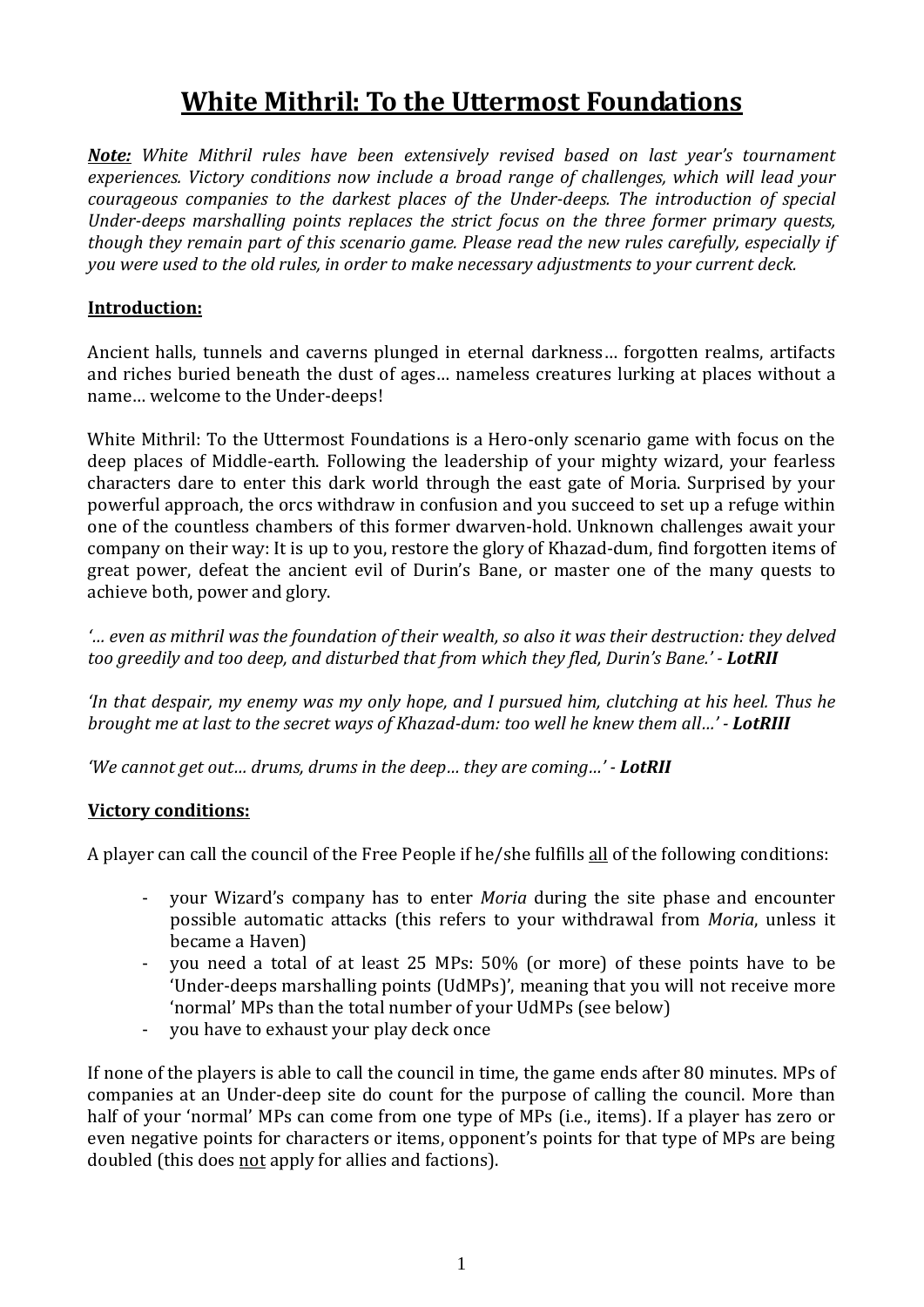# White Mithril: To the Uttermost Foundations

***Note:*** *White Mithril rules have been extensively revised based on last year's tournament experiences. Victory conditions now include a broad range of challenges, which will lead your courageous companies to the darkest places of the Under-deeps. The introduction of special Under-deeps marshalling points replaces the strict focus on the three former primary quests, though they remain part of this scenario game. Please read the new rules carefully, especially if you were used to the old rules, in order to make necessary adjustments to your current deck.*

## Introduction:

Ancient halls, tunnels and caverns plunged in eternal darkness… forgotten realms, artifacts and riches buried beneath the dust of ages… nameless creatures lurking at places without a name… welcome to the Under-deeps!

White Mithril: To the Uttermost Foundations is a Hero-only scenario game with focus on the deep places of Middle-earth. Following the leadership of your mighty wizard, your fearless characters dare to enter this dark world through the east gate of Moria. Surprised by your powerful approach, the orcs withdraw in confusion and you succeed to set up a refuge within one of the countless chambers of this former dwarven-hold. Unknown challenges await your company on their way: It is up to you, restore the glory of Khazad-dum, find forgotten items of great power, defeat the ancient evil of Durin's Bane, or master one of the many quests to achieve both, power and glory.

*'… even as mithril was the foundation of their wealth, so also it was their destruction: they delved too greedily and too deep, and disturbed that from which they fled, Durin's Bane.'* - ***LotRII***

*'In that despair, my enemy was my only hope, and I pursued him, clutching at his heel. Thus he brought me at last to the secret ways of Khazad-dum: too well he knew them all…'* - ***LotRIII***

*'We cannot get out… drums, drums in the deep… they are coming…'* - ***LotRII***

## Victory conditions:

A player can call the council of the Free People if he/she fulfills all of the following conditions:

- your Wizard's company has to enter *Moria* during the site phase and encounter possible automatic attacks (this refers to your withdrawal from *Moria*, unless it became a Haven)
- you need a total of at least 25 MPs: 50% (or more) of these points have to be 'Under-deeps marshalling points (UdMPs)', meaning that you will not receive more 'normal' MPs than the total number of your UdMPs (see below)
- you have to exhaust your play deck once

If none of the players is able to call the council in time, the game ends after 80 minutes. MPs of companies at an Under-deep site do count for the purpose of calling the council. More than half of your 'normal' MPs can come from one type of MPs (i.e., items). If a player has zero or even negative points for characters or items, opponent's points for that type of MPs are being doubled (this does not apply for allies and factions).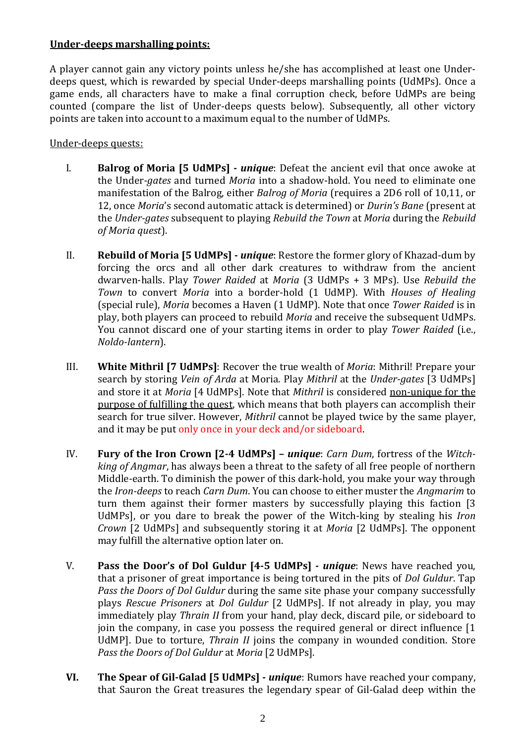**<u>Under-deeps marshalling points:</u>**

A player cannot gain any victory points unless he/she has accomplished at least one Under-deeps quest, which is rewarded by special Under-deeps marshalling points (UdMPs). Once a game ends, all characters have to make a final corruption check, before UdMPs are being counted (compare the list of Under-deeps quests below). Subsequently, all other victory points are taken into account to a maximum equal to the number of UdMPs.

<u>Under-deeps quests:</u>

I. **Balrog of Moria [5 UdMPs] - *unique***: Defeat the ancient evil that once awoke at the Under-*gates* and turned *Moria* into a shadow-hold. You need to eliminate one manifestation of the Balrog, either *Balrog of Moria* (requires a 2D6 roll of 10,11, or 12, once *Moria*'s second automatic attack is determined) or *Durin's Bane* (present at the *Under-gates* subsequent to playing *Rebuild the Town* at *Moria* during the *Rebuild of Moria quest*).

II. **Rebuild of Moria [5 UdMPs] - *unique***: Restore the former glory of Khazad-dum by forcing the orcs and all other dark creatures to withdraw from the ancient dwarven-halls. Play *Tower Raided* at *Moria* (3 UdMPs + 3 MPs). Use *Rebuild the Town* to convert *Moria* into a border-hold (1 UdMP). With *Houses of Healing* (special rule), *Moria* becomes a Haven (1 UdMP). Note that once *Tower Raided* is in play, both players can proceed to rebuild *Moria* and receive the subsequent UdMPs. You cannot discard one of your starting items in order to play *Tower Raided* (i.e., *Noldo-lantern*).

III. **White Mithril [7 UdMPs]**: Recover the true wealth of *Moria*: Mithril! Prepare your search by storing *Vein of Arda* at Moria. Play *Mithril* at the *Under-gates* [3 UdMPs] and store it at *Moria* [4 UdMPs]. Note that *Mithril* is considered <u>non-unique for the purpose of fulfilling the quest</u>, which means that both players can accomplish their search for true silver. However, *Mithril* cannot be played twice by the same player, and it may be put only once in your deck and/or sideboard.

IV. **Fury of the Iron Crown [2-4 UdMPs] – *unique***: *Carn Dum*, fortress of the *Witch-king of Angmar*, has always been a threat to the safety of all free people of northern Middle-earth. To diminish the power of this dark-hold, you make your way through the *Iron-deeps* to reach *Carn Dum*. You can choose to either muster the *Angmarim* to turn them against their former masters by successfully playing this faction [3 UdMPs], or you dare to break the power of the Witch-king by stealing his *Iron Crown* [2 UdMPs] and subsequently storing it at *Moria* [2 UdMPs]. The opponent may fulfill the alternative option later on.

V. **Pass the Door's of Dol Guldur [4-5 UdMPs] - *unique***: News have reached you, that a prisoner of great importance is being tortured in the pits of *Dol Guldur*. Tap *Pass the Doors of Dol Guldur* during the same site phase your company successfully plays *Rescue Prisoners* at *Dol Guldur* [2 UdMPs]. If not already in play, you may immediately play *Thrain II* from your hand, play deck, discard pile, or sideboard to join the company, in case you possess the required general or direct influence [1 UdMP]. Due to torture, *Thrain II* joins the company in wounded condition. Store *Pass the Doors of Dol Guldur* at *Moria* [2 UdMPs].

VI. **The Spear of Gil-Galad [5 UdMPs] - *unique***: Rumors have reached your company, that Sauron the Great treasures the legendary spear of Gil-Galad deep within the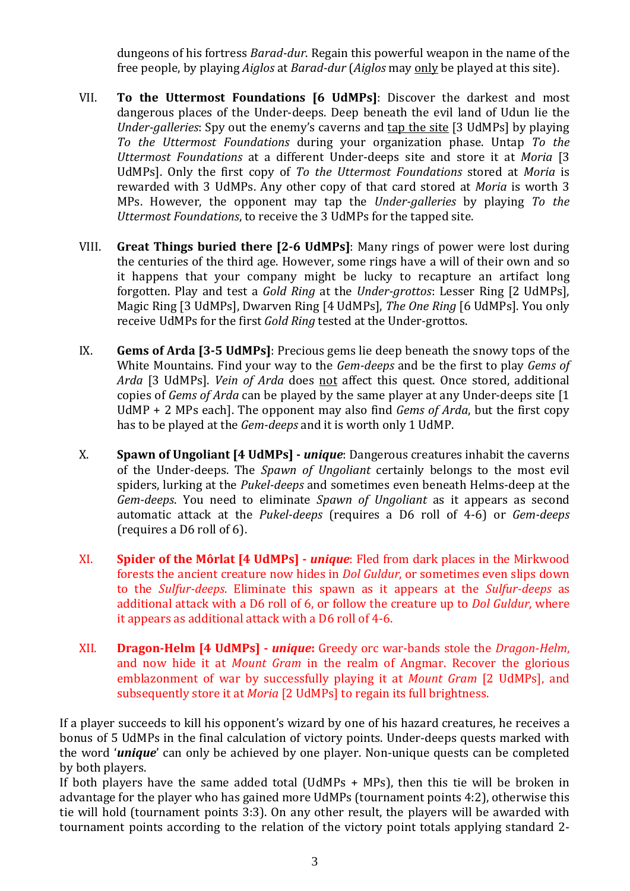dungeons of his fortress *Barad-dur*. Regain this powerful weapon in the name of the free people, by playing *Aiglos* at *Barad-dur* (*Aiglos* may <u>only</u> be played at this site).

VII. **To the Uttermost Foundations [6 UdMPs]**: Discover the darkest and most dangerous places of the Under-deeps. Deep beneath the evil land of Udun lie the *Under-galleries*: Spy out the enemy's caverns and <u>tap the site</u> [3 UdMPs] by playing *To the Uttermost Foundations* during your organization phase. Untap *To the Uttermost Foundations* at a different Under-deeps site and store it at *Moria* [3 UdMPs]. Only the first copy of *To the Uttermost Foundations* stored at *Moria* is rewarded with 3 UdMPs. Any other copy of that card stored at *Moria* is worth 3 MPs. However, the opponent may tap the *Under-galleries* by playing *To the Uttermost Foundations*, to receive the 3 UdMPs for the tapped site.

VIII. **Great Things buried there [2-6 UdMPs]**: Many rings of power were lost during the centuries of the third age. However, some rings have a will of their own and so it happens that your company might be lucky to recapture an artifact long forgotten. Play and test a *Gold Ring* at the *Under-grottos*: Lesser Ring [2 UdMPs], Magic Ring [3 UdMPs], Dwarven Ring [4 UdMPs], *The One Ring* [6 UdMPs]. You only receive UdMPs for the first *Gold Ring* tested at the Under-grottos.

IX. **Gems of Arda [3-5 UdMPs]**: Precious gems lie deep beneath the snowy tops of the White Mountains. Find your way to the *Gem-deeps* and be the first to play *Gems of Arda* [3 UdMPs]. *Vein of Arda* does <u>not</u> affect this quest. Once stored, additional copies of *Gems of Arda* can be played by the same player at any Under-deeps site [1 UdMP + 2 MPs each]. The opponent may also find *Gems of Arda*, but the first copy has to be played at the *Gem-deeps* and it is worth only 1 UdMP.

X. **Spawn of Ungoliant [4 UdMPs] - *unique***: Dangerous creatures inhabit the caverns of the Under-deeps. The *Spawn of Ungoliant* certainly belongs to the most evil spiders, lurking at the *Pukel-deeps* and sometimes even beneath Helms-deep at the *Gem-deeps*. You need to eliminate *Spawn of Ungoliant* as it appears as second automatic attack at the *Pukel-deeps* (requires a D6 roll of 4-6) or *Gem-deeps* (requires a D6 roll of 6).

XI. **Spider of the Môrlat [4 UdMPs] - *unique***: Fled from dark places in the Mirkwood forests the ancient creature now hides in *Dol Guldur*, or sometimes even slips down to the *Sulfur-deeps*. Eliminate this spawn as it appears at the *Sulfur-deeps* as additional attack with a D6 roll of 6, or follow the creature up to *Dol Guldur*, where it appears as additional attack with a D6 roll of 4-6.

XII. **Dragon-Helm [4 UdMPs] - *unique***: Greedy orc war-bands stole the *Dragon-Helm*, and now hide it at *Mount Gram* in the realm of Angmar. Recover the glorious emblazonment of war by successfully playing it at *Mount Gram* [2 UdMPs], and subsequently store it at *Moria* [2 UdMPs] to regain its full brightness.

If a player succeeds to kill his opponent's wizard by one of his hazard creatures, he receives a bonus of 5 UdMPs in the final calculation of victory points. Under-deeps quests marked with the word '***unique***' can only be achieved by one player. Non-unique quests can be completed by both players.
If both players have the same added total (UdMPs + MPs), then this tie will be broken in advantage for the player who has gained more UdMPs (tournament points 4:2), otherwise this tie will hold (tournament points 3:3). On any other result, the players will be awarded with tournament points according to the relation of the victory point totals applying standard 2-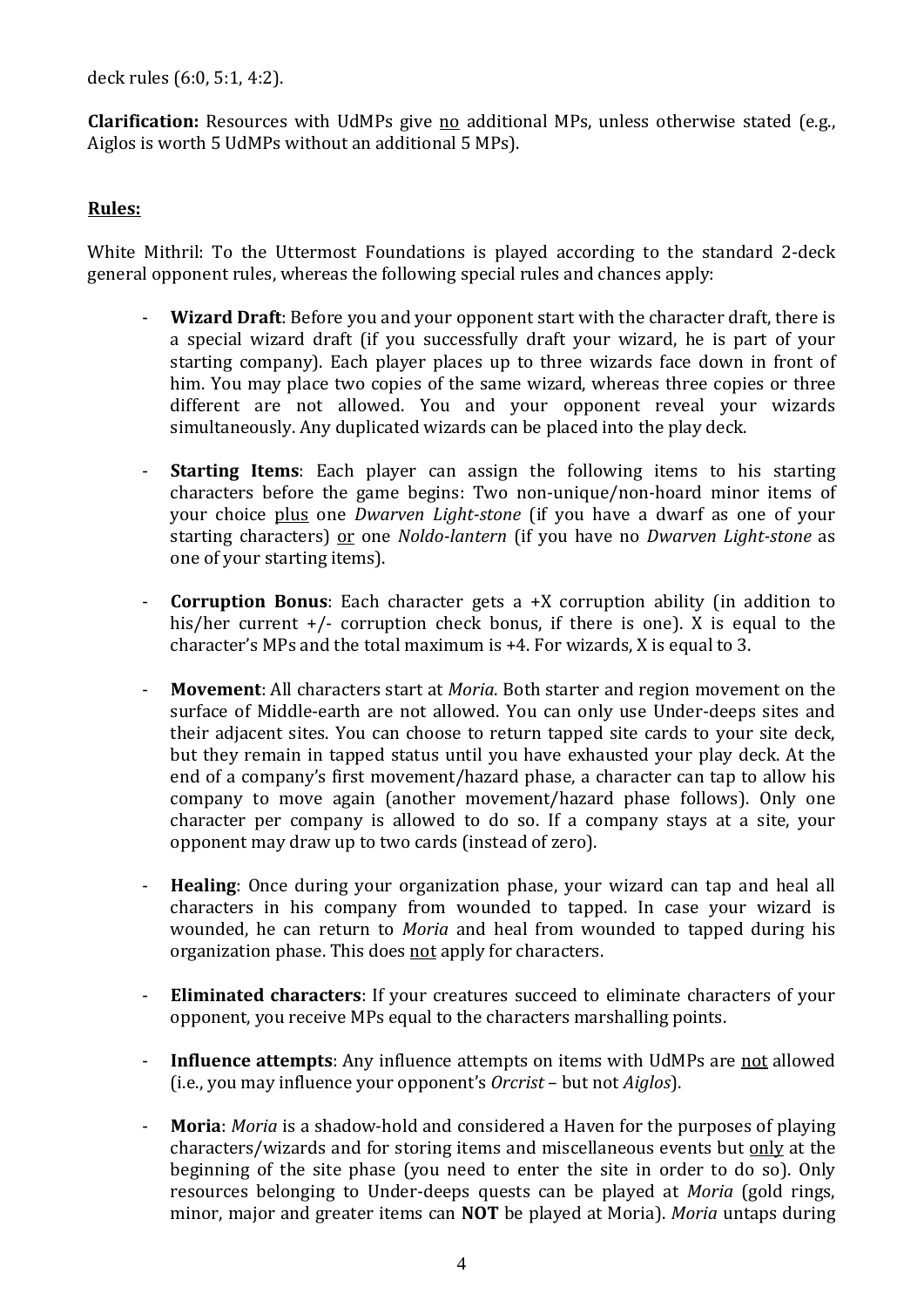deck rules (6:0, 5:1, 4:2).

**Clarification:** Resources with UdMPs give no additional MPs, unless otherwise stated (e.g., Aiglos is worth 5 UdMPs without an additional 5 MPs).

**Rules:**

White Mithril: To the Uttermost Foundations is played according to the standard 2-deck general opponent rules, whereas the following special rules and chances apply:

- **Wizard Draft**: Before you and your opponent start with the character draft, there is a special wizard draft (if you successfully draft your wizard, he is part of your starting company). Each player places up to three wizards face down in front of him. You may place two copies of the same wizard, whereas three copies or three different are not allowed. You and your opponent reveal your wizards simultaneously. Any duplicated wizards can be placed into the play deck.

- **Starting Items**: Each player can assign the following items to his starting characters before the game begins: Two non-unique/non-hoard minor items of your choice plus one *Dwarven Light-stone* (if you have a dwarf as one of your starting characters) or one *Noldo-lantern* (if you have no *Dwarven Light-stone* as one of your starting items).

- **Corruption Bonus**: Each character gets a +X corruption ability (in addition to his/her current +/- corruption check bonus, if there is one). X is equal to the character's MPs and the total maximum is +4. For wizards, X is equal to 3.

- **Movement**: All characters start at *Moria*. Both starter and region movement on the surface of Middle-earth are not allowed. You can only use Under-deeps sites and their adjacent sites. You can choose to return tapped site cards to your site deck, but they remain in tapped status until you have exhausted your play deck. At the end of a company's first movement/hazard phase, a character can tap to allow his company to move again (another movement/hazard phase follows). Only one character per company is allowed to do so. If a company stays at a site, your opponent may draw up to two cards (instead of zero).

- **Healing**: Once during your organization phase, your wizard can tap and heal all characters in his company from wounded to tapped. In case your wizard is wounded, he can return to *Moria* and heal from wounded to tapped during his organization phase. This does not apply for characters.

- **Eliminated characters**: If your creatures succeed to eliminate characters of your opponent, you receive MPs equal to the characters marshalling points.

- **Influence attempts**: Any influence attempts on items with UdMPs are not allowed (i.e., you may influence your opponent's *Orcrist* – but not *Aiglos*).

- **Moria**: *Moria* is a shadow-hold and considered a Haven for the purposes of playing characters/wizards and for storing items and miscellaneous events but only at the beginning of the site phase (you need to enter the site in order to do so). Only resources belonging to Under-deeps quests can be played at *Moria* (gold rings, minor, major and greater items can **NOT** be played at Moria). *Moria* untaps during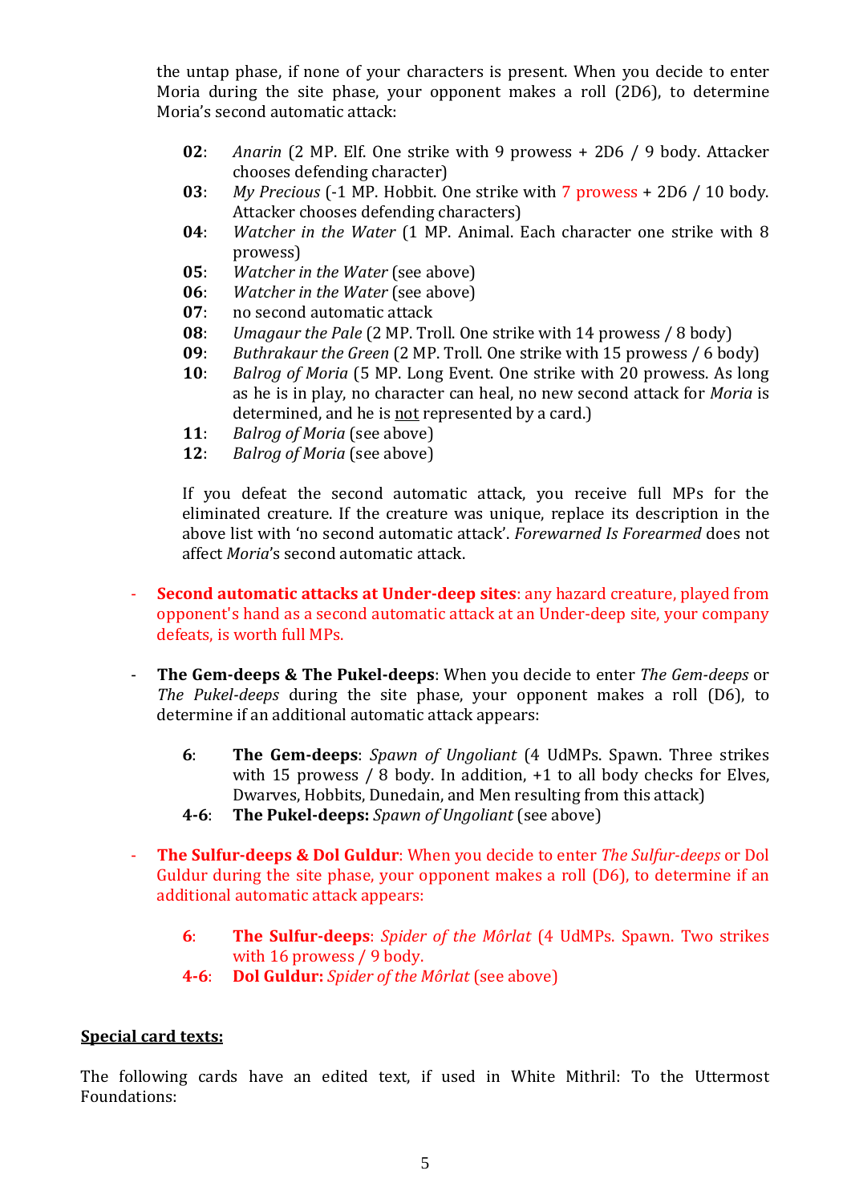the untap phase, if none of your characters is present. When you decide to enter Moria during the site phase, your opponent makes a roll (2D6), to determine Moria's second automatic attack:

**02**: *Anarin* (2 MP. Elf. One strike with 9 prowess + 2D6 / 9 body. Attacker chooses defending character)
**03**: *My Precious* (-1 MP. Hobbit. One strike with 7 prowess + 2D6 / 10 body. Attacker chooses defending characters)
**04**: *Watcher in the Water* (1 MP. Animal. Each character one strike with 8 prowess)
**05**: *Watcher in the Water* (see above)
**06**: *Watcher in the Water* (see above)
**07**: no second automatic attack
**08**: *Umagaur the Pale* (2 MP. Troll. One strike with 14 prowess / 8 body)
**09**: *Buthrakaur the Green* (2 MP. Troll. One strike with 15 prowess / 6 body)
**10**: *Balrog of Moria* (5 MP. Long Event. One strike with 20 prowess. As long as he is in play, no character can heal, no new second attack for *Moria* is determined, and he is not represented by a card.)
**11**: *Balrog of Moria* (see above)
**12**: *Balrog of Moria* (see above)

If you defeat the second automatic attack, you receive full MPs for the eliminated creature. If the creature was unique, replace its description in the above list with 'no second automatic attack'. *Forewarned Is Forearmed* does not affect *Moria*'s second automatic attack.

- **Second automatic attacks at Under-deep sites**: any hazard creature, played from opponent's hand as a second automatic attack at an Under-deep site, your company defeats, is worth full MPs.

- **The Gem-deeps & The Pukel-deeps**: When you decide to enter *The Gem-deeps* or *The Pukel-deeps* during the site phase, your opponent makes a roll (D6), to determine if an additional automatic attack appears:

  **6**: **The Gem-deeps**: *Spawn of Ungoliant* (4 UdMPs. Spawn. Three strikes with 15 prowess / 8 body. In addition, +1 to all body checks for Elves, Dwarves, Hobbits, Dunedain, and Men resulting from this attack)
  **4-6**: **The Pukel-deeps:** *Spawn of Ungoliant* (see above)

- **The Sulfur-deeps & Dol Guldur**: When you decide to enter *The Sulfur-deeps* or Dol Guldur during the site phase, your opponent makes a roll (D6), to determine if an additional automatic attack appears:

  **6**: **The Sulfur-deeps**: *Spider of the Môrlat* (4 UdMPs. Spawn. Two strikes with 16 prowess / 9 body.
  **4-6**: **Dol Guldur:** *Spider of the Môrlat* (see above)

**Special card texts:**

The following cards have an edited text, if used in White Mithril: To the Uttermost Foundations: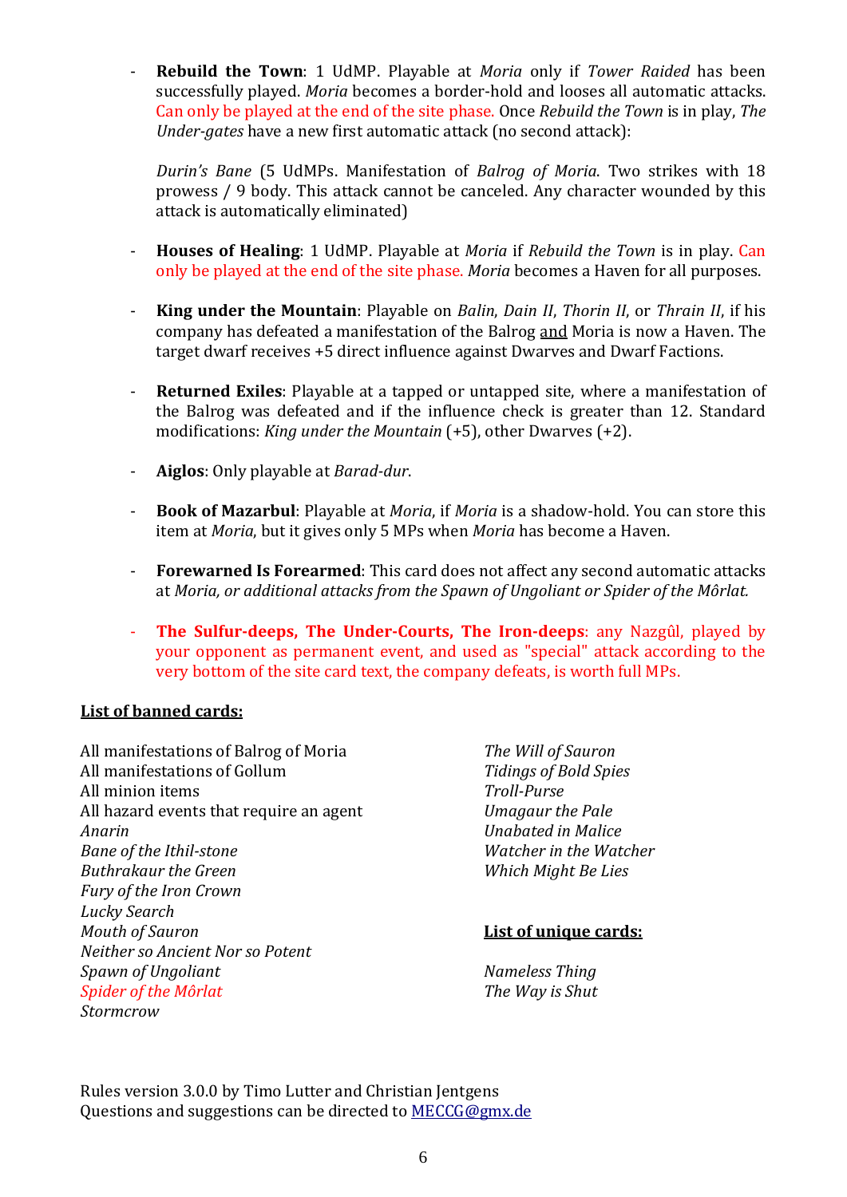- **Rebuild the Town**: 1 UdMP. Playable at *Moria* only if *Tower Raided* has been successfully played. *Moria* becomes a border-hold and looses all automatic attacks. Can only be played at the end of the site phase. Once *Rebuild the Town* is in play, *The Under-gates* have a new first automatic attack (no second attack):

  *Durin's Bane* (5 UdMPs. Manifestation of *Balrog of Moria*. Two strikes with 18 prowess / 9 body. This attack cannot be canceled. Any character wounded by this attack is automatically eliminated)

- **Houses of Healing**: 1 UdMP. Playable at *Moria* if *Rebuild the Town* is in play. Can only be played at the end of the site phase. *Moria* becomes a Haven for all purposes.

- **King under the Mountain**: Playable on *Balin*, *Dain II*, *Thorin II*, or *Thrain II*, if his company has defeated a manifestation of the Balrog and Moria is now a Haven. The target dwarf receives +5 direct influence against Dwarves and Dwarf Factions.

- **Returned Exiles**: Playable at a tapped or untapped site, where a manifestation of the Balrog was defeated and if the influence check is greater than 12. Standard modifications: *King under the Mountain* (+5), other Dwarves (+2).

- **Aiglos**: Only playable at *Barad-dur*.

- **Book of Mazarbul**: Playable at *Moria*, if *Moria* is a shadow-hold. You can store this item at *Moria*, but it gives only 5 MPs when *Moria* has become a Haven.

- **Forewarned Is Forearmed**: This card does not affect any second automatic attacks at *Moria, or additional attacks from the Spawn of Ungoliant or Spider of the Môrlat.*

- **The Sulfur-deeps, The Under-Courts, The Iron-deeps**: any Nazgûl, played by your opponent as permanent event, and used as "special" attack according to the very bottom of the site card text, the company defeats, is worth full MPs.

**List of banned cards:**

All manifestations of Balrog of Moria
All manifestations of Gollum
All minion items
All hazard events that require an agent
*Anarin*
*Bane of the Ithil-stone*
*Buthrakaur the Green*
*Fury of the Iron Crown*
*Lucky Search*
*Mouth of Sauron*
*Neither so Ancient Nor so Potent*
*Spawn of Ungoliant*
*Spider of the Môrlat*
*Stormcrow*
*The Will of Sauron*
*Tidings of Bold Spies*
*Troll-Purse*
*Umagaur the Pale*
*Unabated in Malice*
*Watcher in the Watcher*
*Which Might Be Lies*

**List of unique cards:**

*Nameless Thing*
*The Way is Shut*

Rules version 3.0.0 by Timo Lutter and Christian Jentgens
Questions and suggestions can be directed to MECCG@gmx.de